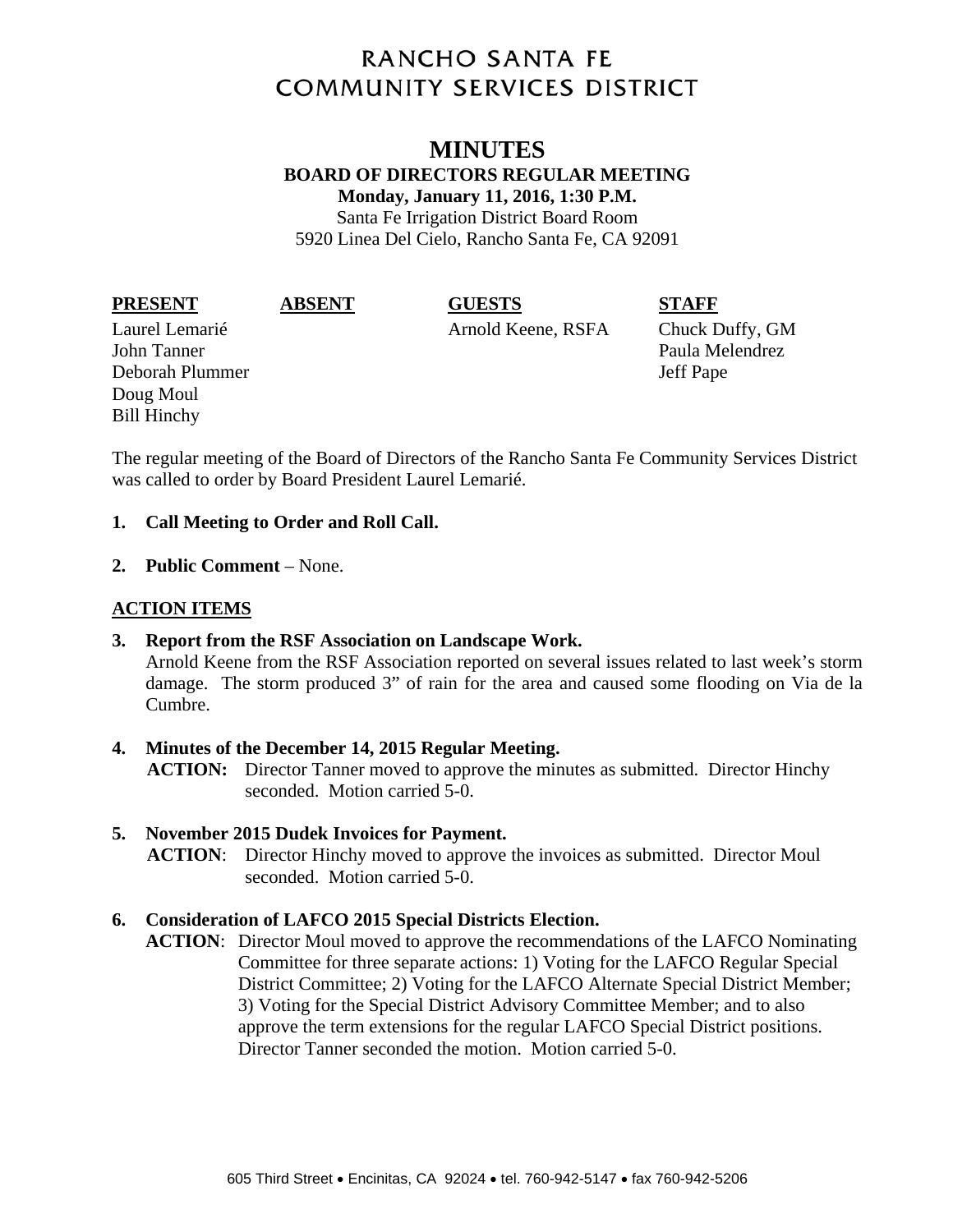# RANCHO SANTA FE COMMUNITY SERVICES DISTRICT

## MINUTES

**BOARD OF DIRECTORS REGULAR MEETING**
**Monday, January 11, 2016, 1:30 P.M.**
Santa Fe Irrigation District Board Room
5920 Linea Del Cielo, Rancho Santa Fe, CA 92091

| PRESENT | ABSENT | GUESTS | STAFF |
|---|---|---|---|
| Laurel Lemarié | | Arnold Keene, RSFA | Chuck Duffy, GM |
| John Tanner | | | Paula Melendrez |
| Deborah Plummer | | | Jeff Pape |
| Doug Moul | | | |
| Bill Hinchy | | | |

The regular meeting of the Board of Directors of the Rancho Santa Fe Community Services District was called to order by Board President Laurel Lemarié.

1. **Call Meeting to Order and Roll Call.**

2. **Public Comment** – None.

**ACTION ITEMS**

3. **Report from the RSF Association on Landscape Work.**
   Arnold Keene from the RSF Association reported on several issues related to last week's storm damage. The storm produced 3" of rain for the area and caused some flooding on Via de la Cumbre.

4. **Minutes of the December 14, 2015 Regular Meeting.**
   **ACTION:** Director Tanner moved to approve the minutes as submitted. Director Hinchy seconded. Motion carried 5-0.

5. **November 2015 Dudek Invoices for Payment.**
   **ACTION**: Director Hinchy moved to approve the invoices as submitted. Director Moul seconded. Motion carried 5-0.

6. **Consideration of LAFCO 2015 Special Districts Election.**
   **ACTION**: Director Moul moved to approve the recommendations of the LAFCO Nominating Committee for three separate actions: 1) Voting for the LAFCO Regular Special District Committee; 2) Voting for the LAFCO Alternate Special District Member; 3) Voting for the Special District Advisory Committee Member; and to also approve the term extensions for the regular LAFCO Special District positions. Director Tanner seconded the motion. Motion carried 5-0.

605 Third Street • Encinitas, CA 92024 • tel. 760-942-5147 • fax 760-942-5206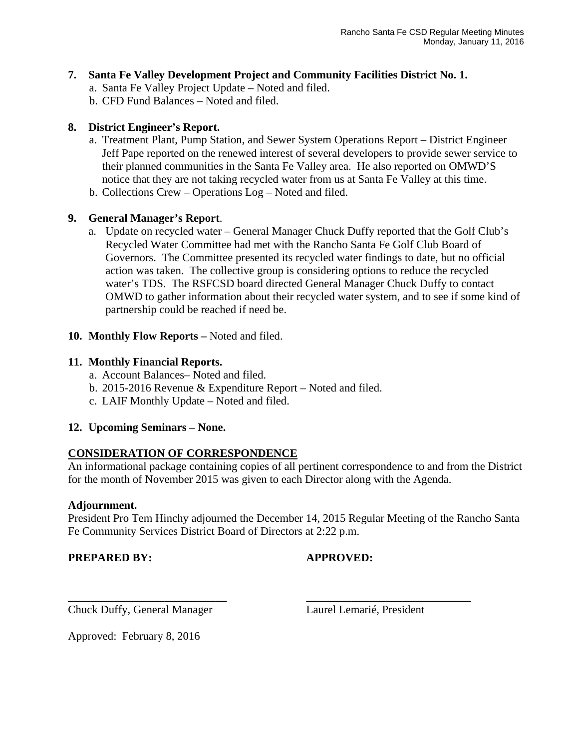**7. Santa Fe Valley Development Project and Community Facilities District No. 1.**

a. Santa Fe Valley Project Update – Noted and filed.
b. CFD Fund Balances – Noted and filed.

**8. District Engineer's Report.**

a. Treatment Plant, Pump Station, and Sewer System Operations Report – District Engineer Jeff Pape reported on the renewed interest of several developers to provide sewer service to their planned communities in the Santa Fe Valley area. He also reported on OMWD'S notice that they are not taking recycled water from us at Santa Fe Valley at this time.
b. Collections Crew – Operations Log – Noted and filed.

**9. General Manager's Report**.

a. Update on recycled water – General Manager Chuck Duffy reported that the Golf Club's Recycled Water Committee had met with the Rancho Santa Fe Golf Club Board of Governors. The Committee presented its recycled water findings to date, but no official action was taken. The collective group is considering options to reduce the recycled water's TDS. The RSFCSD board directed General Manager Chuck Duffy to contact OMWD to gather information about their recycled water system, and to see if some kind of partnership could be reached if need be.

**10. Monthly Flow Reports –** Noted and filed.

**11. Monthly Financial Reports.**

a. Account Balances– Noted and filed.
b. 2015-2016 Revenue & Expenditure Report – Noted and filed.
c. LAIF Monthly Update – Noted and filed.

**12. Upcoming Seminars – None.**

**CONSIDERATION OF CORRESPONDENCE**

An informational package containing copies of all pertinent correspondence to and from the District for the month of November 2015 was given to each Director along with the Agenda.

**Adjournment.**

President Pro Tem Hinchy adjourned the December 14, 2015 Regular Meeting of the Rancho Santa Fe Community Services District Board of Directors at 2:22 p.m.

**PREPARED BY:** **APPROVED:**

\_\_\_\_\_\_\_\_\_\_\_\_\_\_\_\_\_\_\_\_\_\_\_\_\_\_\_\_ \_\_\_\_\_\_\_\_\_\_\_\_\_\_\_\_\_\_\_\_\_\_\_\_\_\_\_\_

Chuck Duffy, General Manager Laurel Lemarié, President

Approved: February 8, 2016